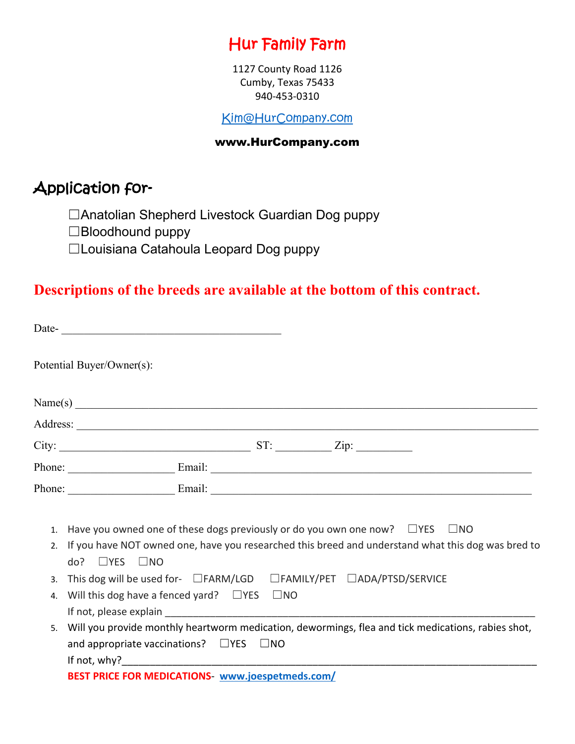# Hur Family Farm

1127 County Road 1126
Cumby, Texas 75433
940-453-0310

Kim@HurCompany.com

**www.HurCompany.com**

## Application for-

☐Anatolian Shepherd Livestock Guardian Dog puppy
☐Bloodhound puppy
☐Louisiana Catahoula Leopard Dog puppy

**Descriptions of the breeds are available at the bottom of this contract.**

Date- _______________________________________

Potential Buyer/Owner(s):

Name(s) ___________________________________________________________________________________

Address: ___________________________________________________________________________________

City: __________________________________ ST: __________ Zip: __________

Phone: ___________________ Email: __________________________________________________________

Phone: ___________________ Email: __________________________________________________________

1. Have you owned one of these dogs previously or do you own one now? ☐YES ☐NO
2. If you have NOT owned one, have you researched this breed and understand what this dog was bred to do? ☐YES ☐NO
3. This dog will be used for- ☐FARM/LGD ☐FAMILY/PET ☐ADA/PTSD/SERVICE
4. Will this dog have a fenced yard? ☐YES ☐NO
   If not, please explain _______________________________________________________________________
5. Will you provide monthly heartworm medication, dewormings, flea and tick medications, rabies shot, and appropriate vaccinations? ☐YES ☐NO
   If not, why?_______________________________________________________________________________
   **BEST PRICE FOR MEDICATIONS**- **www.joespetmeds.com/**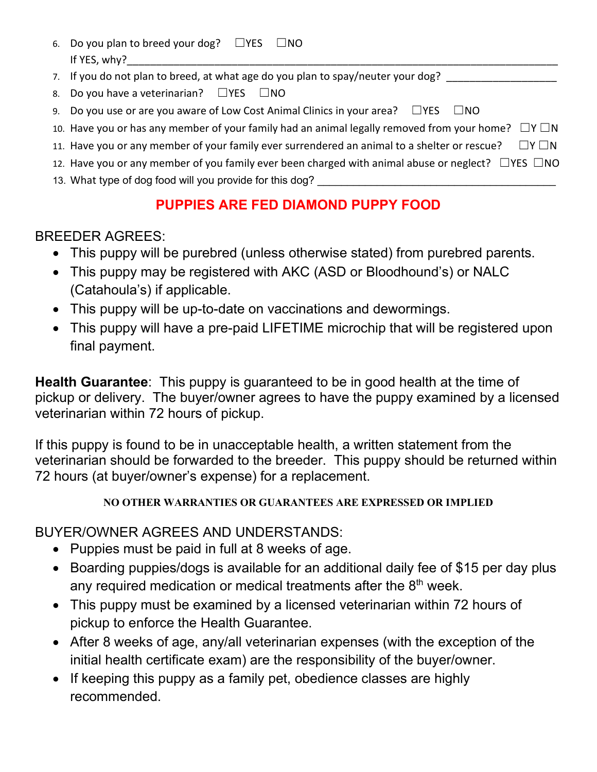6. Do you plan to breed your dog? ☐YES ☐NO
   If YES, why?\_\_\_\_\_\_\_\_\_\_\_\_\_\_\_\_\_\_\_\_\_\_\_\_\_\_\_\_\_\_\_\_\_\_\_\_\_\_\_\_\_\_\_\_\_\_\_\_\_\_\_\_\_\_\_\_\_\_\_\_\_\_\_\_
7. If you do not plan to breed, at what age do you plan to spay/neuter your dog? \_\_\_\_\_\_\_\_\_\_\_\_\_\_\_\_\_\_
8. Do you have a veterinarian? ☐YES ☐NO
9. Do you use or are you aware of Low Cost Animal Clinics in your area? ☐YES ☐NO
10. Have you or has any member of your family had an animal legally removed from your home? ☐Y ☐N
11. Have you or any member of your family ever surrendered an animal to a shelter or rescue? ☐Y ☐N
12. Have you or any member of you family ever been charged with animal abuse or neglect? ☐YES ☐NO
13. What type of dog food will you provide for this dog? \_\_\_\_\_\_\_\_\_\_\_\_\_\_\_\_\_\_\_\_\_\_\_\_\_\_\_\_\_\_\_\_\_\_\_\_\_\_\_\_

**PUPPIES ARE FED DIAMOND PUPPY FOOD**

BREEDER AGREES:

- This puppy will be purebred (unless otherwise stated) from purebred parents.
- This puppy may be registered with AKC (ASD or Bloodhound's) or NALC (Catahoula's) if applicable.
- This puppy will be up-to-date on vaccinations and dewormings.
- This puppy will have a pre-paid LIFETIME microchip that will be registered upon final payment.

**Health Guarantee**: This puppy is guaranteed to be in good health at the time of pickup or delivery. The buyer/owner agrees to have the puppy examined by a licensed veterinarian within 72 hours of pickup.

If this puppy is found to be in unacceptable health, a written statement from the veterinarian should be forwarded to the breeder. This puppy should be returned within 72 hours (at buyer/owner's expense) for a replacement.

**NO OTHER WARRANTIES OR GUARANTEES ARE EXPRESSED OR IMPLIED**

BUYER/OWNER AGREES AND UNDERSTANDS:

- Puppies must be paid in full at 8 weeks of age.
- Boarding puppies/dogs is available for an additional daily fee of $15 per day plus any required medication or medical treatments after the 8th week.
- This puppy must be examined by a licensed veterinarian within 72 hours of pickup to enforce the Health Guarantee.
- After 8 weeks of age, any/all veterinarian expenses (with the exception of the initial health certificate exam) are the responsibility of the buyer/owner.
- If keeping this puppy as a family pet, obedience classes are highly recommended.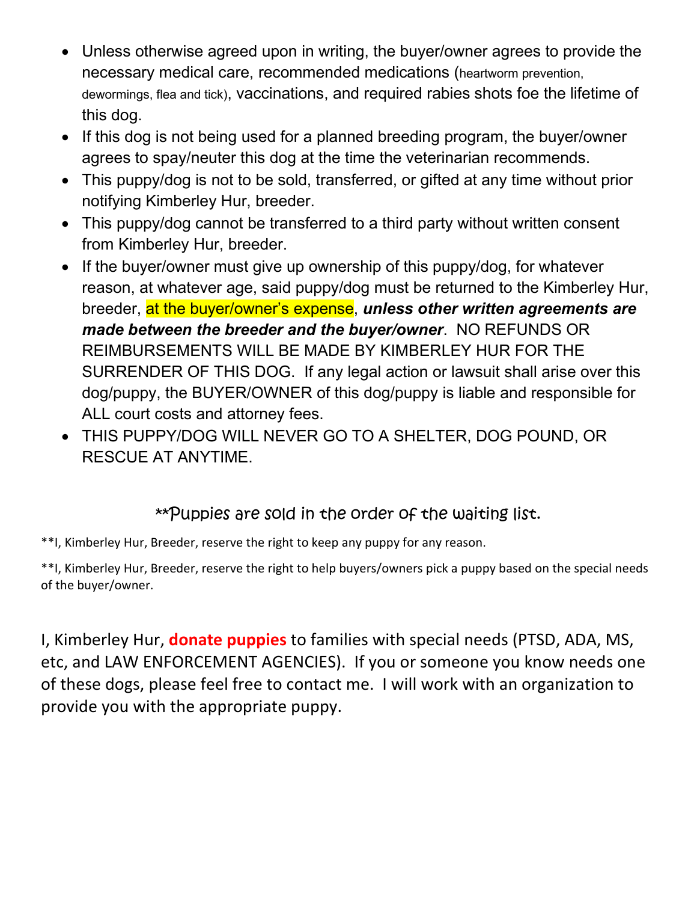- Unless otherwise agreed upon in writing, the buyer/owner agrees to provide the necessary medical care, recommended medications (heartworm prevention, dewormings, flea and tick), vaccinations, and required rabies shots foe the lifetime of this dog.
- If this dog is not being used for a planned breeding program, the buyer/owner agrees to spay/neuter this dog at the time the veterinarian recommends.
- This puppy/dog is not to be sold, transferred, or gifted at any time without prior notifying Kimberley Hur, breeder.
- This puppy/dog cannot be transferred to a third party without written consent from Kimberley Hur, breeder.
- If the buyer/owner must give up ownership of this puppy/dog, for whatever reason, at whatever age, said puppy/dog must be returned to the Kimberley Hur, breeder, at the buyer/owner's expense, ***unless other written agreements are made between the breeder and the buyer/owner***. NO REFUNDS OR REIMBURSEMENTS WILL BE MADE BY KIMBERLEY HUR FOR THE SURRENDER OF THIS DOG. If any legal action or lawsuit shall arise over this dog/puppy, the BUYER/OWNER of this dog/puppy is liable and responsible for ALL court costs and attorney fees.
- THIS PUPPY/DOG WILL NEVER GO TO A SHELTER, DOG POUND, OR RESCUE AT ANYTIME.

**Puppies are sold in the order of the waiting list.

**I, Kimberley Hur, Breeder, reserve the right to keep any puppy for any reason.

**I, Kimberley Hur, Breeder, reserve the right to help buyers/owners pick a puppy based on the special needs of the buyer/owner.

I, Kimberley Hur, **donate puppies** to families with special needs (PTSD, ADA, MS, etc, and LAW ENFORCEMENT AGENCIES). If you or someone you know needs one of these dogs, please feel free to contact me. I will work with an organization to provide you with the appropriate puppy.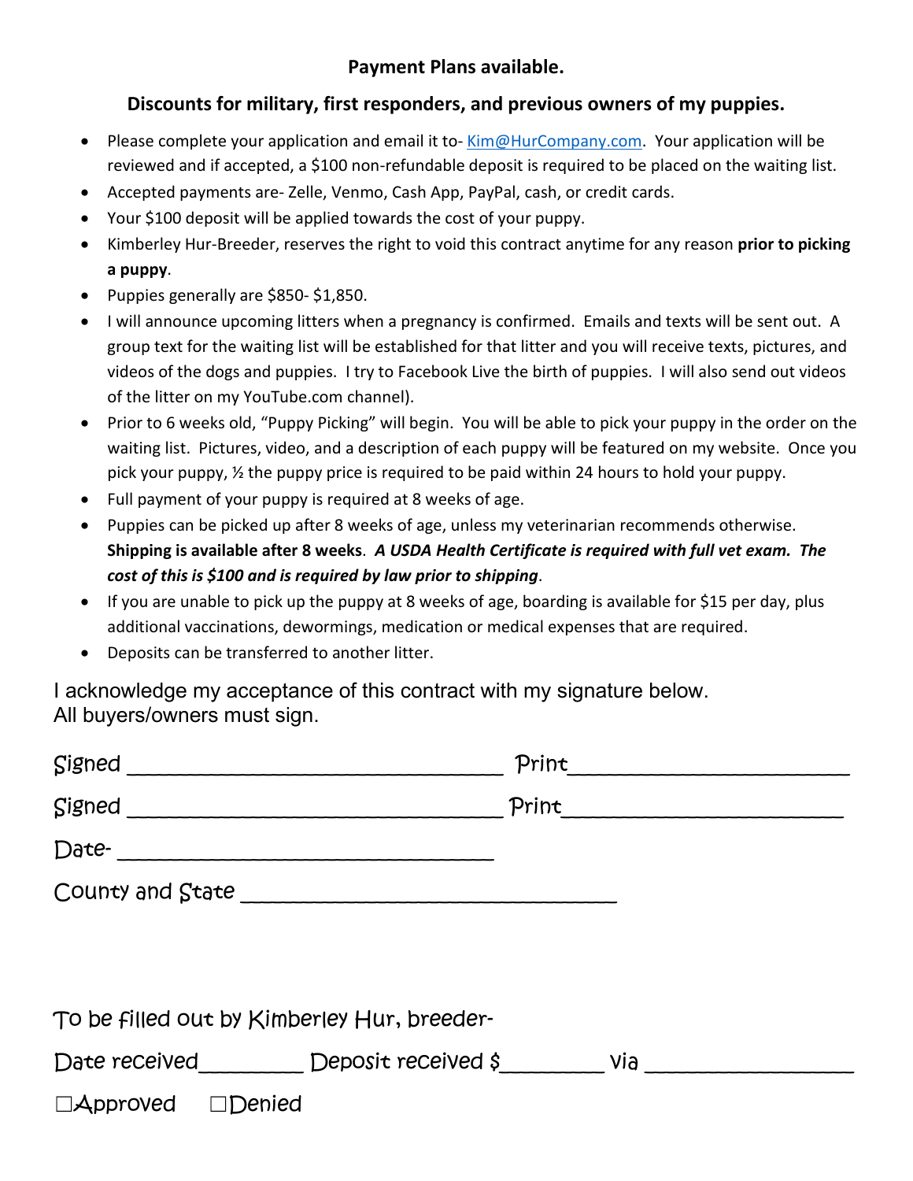**Payment Plans available.**

**Discounts for military, first responders, and previous owners of my puppies.**

- Please complete your application and email it to- Kim@HurCompany.com. Your application will be reviewed and if accepted, a $100 non-refundable deposit is required to be placed on the waiting list.
- Accepted payments are- Zelle, Venmo, Cash App, PayPal, cash, or credit cards.
- Your $100 deposit will be applied towards the cost of your puppy.
- Kimberley Hur-Breeder, reserves the right to void this contract anytime for any reason **prior to picking a puppy**.
- Puppies generally are $850- $1,850.
- I will announce upcoming litters when a pregnancy is confirmed. Emails and texts will be sent out. A group text for the waiting list will be established for that litter and you will receive texts, pictures, and videos of the dogs and puppies. I try to Facebook Live the birth of puppies. I will also send out videos of the litter on my YouTube.com channel).
- Prior to 6 weeks old, "Puppy Picking" will begin. You will be able to pick your puppy in the order on the waiting list. Pictures, video, and a description of each puppy will be featured on my website. Once you pick your puppy, ½ the puppy price is required to be paid within 24 hours to hold your puppy.
- Full payment of your puppy is required at 8 weeks of age.
- Puppies can be picked up after 8 weeks of age, unless my veterinarian recommends otherwise. **Shipping is available after 8 weeks**. ***A USDA Health Certificate is required with full vet exam. The cost of this is $100 and is required by law prior to shipping***.
- If you are unable to pick up the puppy at 8 weeks of age, boarding is available for $15 per day, plus additional vaccinations, dewormings, medication or medical expenses that are required.
- Deposits can be transferred to another litter.

I acknowledge my acceptance of this contract with my signature below.
All buyers/owners must sign.

Signed ______________________________ Print______________________

Signed ______________________________ Print______________________

Date- ______________________________

County and State ______________________________

To be filled out by Kimberley Hur, breeder-

Date received________ Deposit received $________ via ________________

☐Approved ☐Denied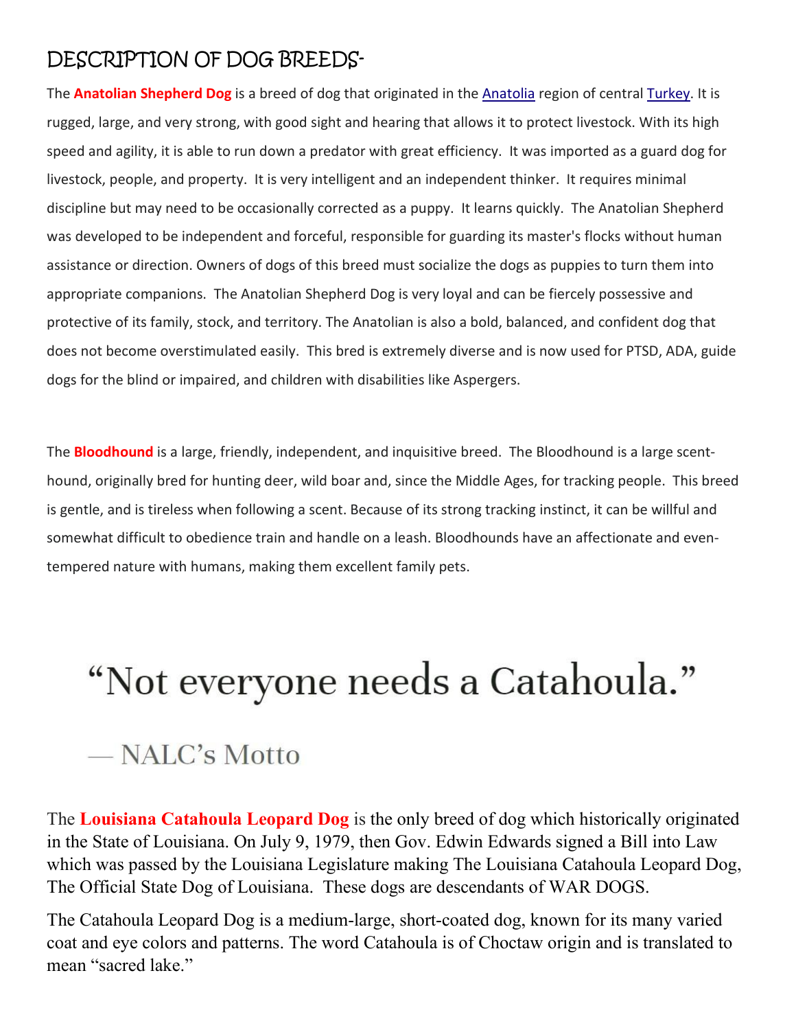# DESCRIPTION OF DOG BREEDS-

The **Anatolian Shepherd Dog** is a breed of dog that originated in the Anatolia region of central Turkey. It is rugged, large, and very strong, with good sight and hearing that allows it to protect livestock. With its high speed and agility, it is able to run down a predator with great efficiency. It was imported as a guard dog for livestock, people, and property. It is very intelligent and an independent thinker. It requires minimal discipline but may need to be occasionally corrected as a puppy. It learns quickly. The Anatolian Shepherd was developed to be independent and forceful, responsible for guarding its master's flocks without human assistance or direction. Owners of dogs of this breed must socialize the dogs as puppies to turn them into appropriate companions. The Anatolian Shepherd Dog is very loyal and can be fiercely possessive and protective of its family, stock, and territory. The Anatolian is also a bold, balanced, and confident dog that does not become overstimulated easily. This bred is extremely diverse and is now used for PTSD, ADA, guide dogs for the blind or impaired, and children with disabilities like Aspergers.

The **Bloodhound** is a large, friendly, independent, and inquisitive breed. The Bloodhound is a large scent-hound, originally bred for hunting deer, wild boar and, since the Middle Ages, for tracking people. This breed is gentle, and is tireless when following a scent. Because of its strong tracking instinct, it can be willful and somewhat difficult to obedience train and handle on a leash. Bloodhounds have an affectionate and even-tempered nature with humans, making them excellent family pets.

> “Not everyone needs a Catahoula.”
>
> — NALC’s Motto

The **Louisiana Catahoula Leopard Dog** is the only breed of dog which historically originated in the State of Louisiana. On July 9, 1979, then Gov. Edwin Edwards signed a Bill into Law which was passed by the Louisiana Legislature making The Louisiana Catahoula Leopard Dog, The Official State Dog of Louisiana. These dogs are descendants of WAR DOGS.

The Catahoula Leopard Dog is a medium-large, short-coated dog, known for its many varied coat and eye colors and patterns. The word Catahoula is of Choctaw origin and is translated to mean “sacred lake.”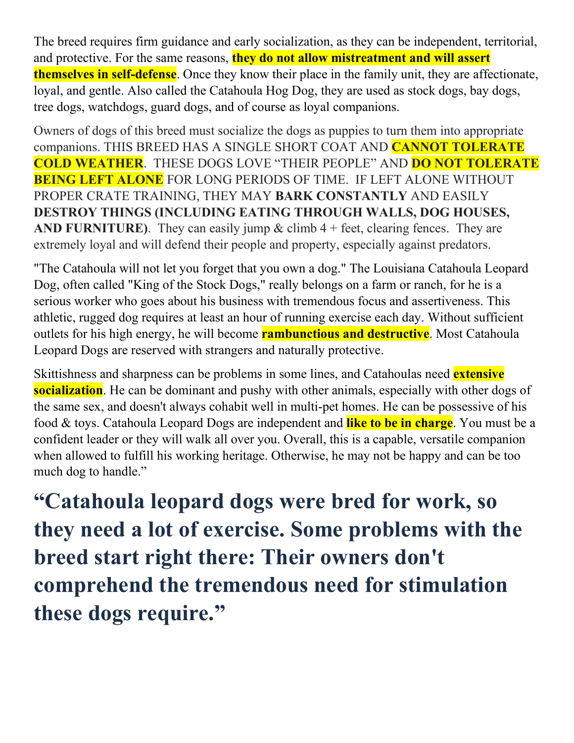The breed requires firm guidance and early socialization, as they can be independent, territorial, and protective. For the same reasons, **they do not allow mistreatment and will assert themselves in self-defense**. Once they know their place in the family unit, they are affectionate, loyal, and gentle. Also called the Catahoula Hog Dog, they are used as stock dogs, bay dogs, tree dogs, watchdogs, guard dogs, and of course as loyal companions.

Owners of dogs of this breed must socialize the dogs as puppies to turn them into appropriate companions. THIS BREED HAS A SINGLE SHORT COAT AND **CANNOT TOLERATE COLD WEATHER**. THESE DOGS LOVE "THEIR PEOPLE" AND **DO NOT TOLERATE BEING LEFT ALONE** FOR LONG PERIODS OF TIME. IF LEFT ALONE WITHOUT PROPER CRATE TRAINING, THEY MAY **BARK CONSTANTLY** AND EASILY **DESTROY THINGS (INCLUDING EATING THROUGH WALLS, DOG HOUSES, AND FURNITURE)**. They can easily jump & climb 4 + feet, clearing fences. They are extremely loyal and will defend their people and property, especially against predators.

"The Catahoula will not let you forget that you own a dog." The Louisiana Catahoula Leopard Dog, often called "King of the Stock Dogs," really belongs on a farm or ranch, for he is a serious worker who goes about his business with tremendous focus and assertiveness. This athletic, rugged dog requires at least an hour of running exercise each day. Without sufficient outlets for his high energy, he will become **rambunctious and destructive**. Most Catahoula Leopard Dogs are reserved with strangers and naturally protective.

Skittishness and sharpness can be problems in some lines, and Catahoulas need **extensive socialization**. He can be dominant and pushy with other animals, especially with other dogs of the same sex, and doesn't always cohabit well in multi-pet homes. He can be possessive of his food & toys. Catahoula Leopard Dogs are independent and **like to be in charge**. You must be a confident leader or they will walk all over you. Overall, this is a capable, versatile companion when allowed to fulfill his working heritage. Otherwise, he may not be happy and can be too much dog to handle."

## "Catahoula leopard dogs were bred for work, so they need a lot of exercise. Some problems with the breed start right there: Their owners don't comprehend the tremendous need for stimulation these dogs require."